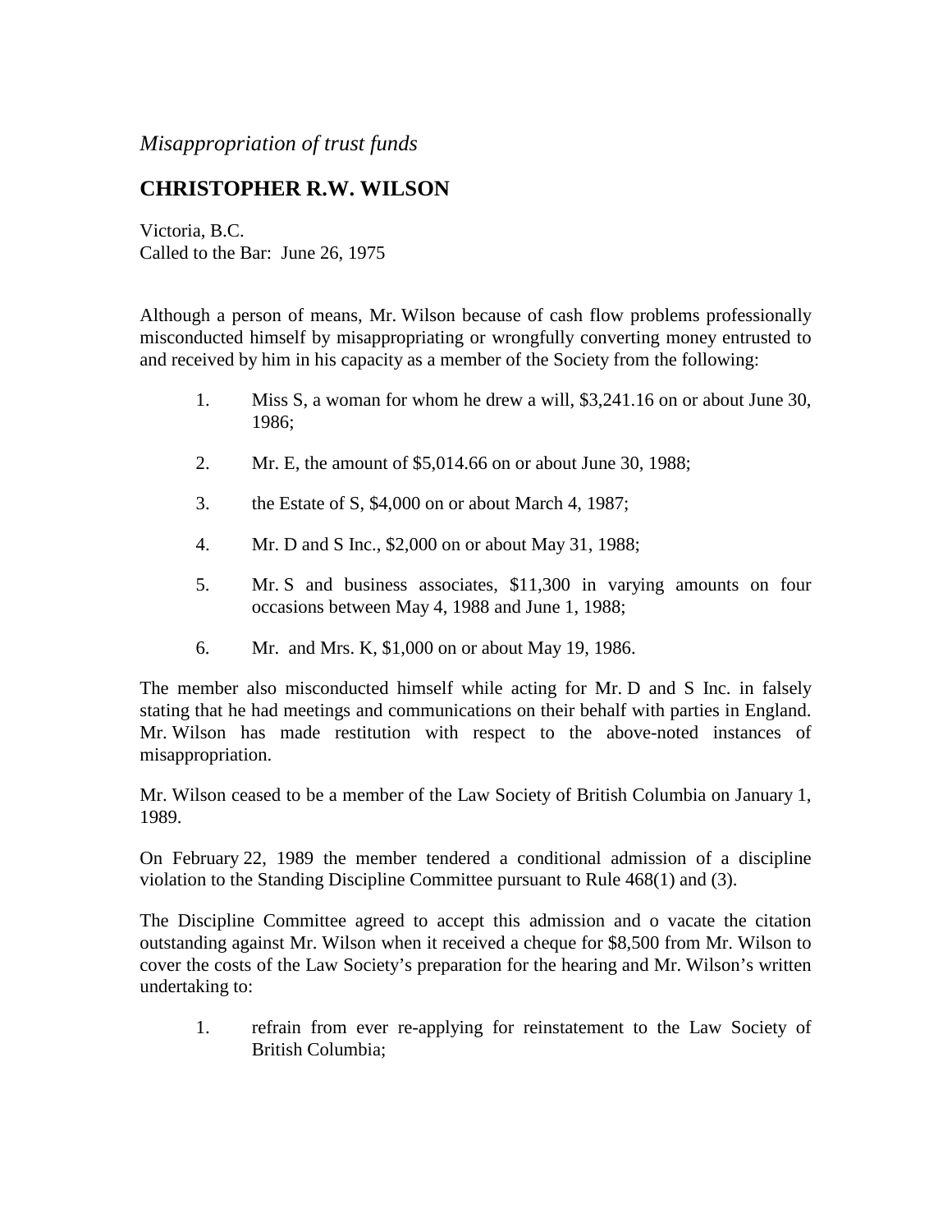*Misappropriation of trust funds*

## CHRISTOPHER R.W. WILSON

Victoria, B.C.
Called to the Bar: June 26, 1975

Although a person of means, Mr. Wilson because of cash flow problems professionally misconducted himself by misappropriating or wrongfully converting money entrusted to and received by him in his capacity as a member of the Society from the following:

1. Miss S, a woman for whom he drew a will, $3,241.16 on or about June 30, 1986;
2. Mr. E, the amount of $5,014.66 on or about June 30, 1988;
3. the Estate of S, $4,000 on or about March 4, 1987;
4. Mr. D and S Inc., $2,000 on or about May 31, 1988;
5. Mr. S and business associates, $11,300 in varying amounts on four occasions between May 4, 1988 and June 1, 1988;
6. Mr. and Mrs. K, $1,000 on or about May 19, 1986.

The member also misconducted himself while acting for Mr. D and S Inc. in falsely stating that he had meetings and communications on their behalf with parties in England. Mr. Wilson has made restitution with respect to the above-noted instances of misappropriation.

Mr. Wilson ceased to be a member of the Law Society of British Columbia on January 1, 1989.

On February 22, 1989 the member tendered a conditional admission of a discipline violation to the Standing Discipline Committee pursuant to Rule 468(1) and (3).

The Discipline Committee agreed to accept this admission and o vacate the citation outstanding against Mr. Wilson when it received a cheque for $8,500 from Mr. Wilson to cover the costs of the Law Society's preparation for the hearing and Mr. Wilson's written undertaking to:

1. refrain from ever re-applying for reinstatement to the Law Society of British Columbia;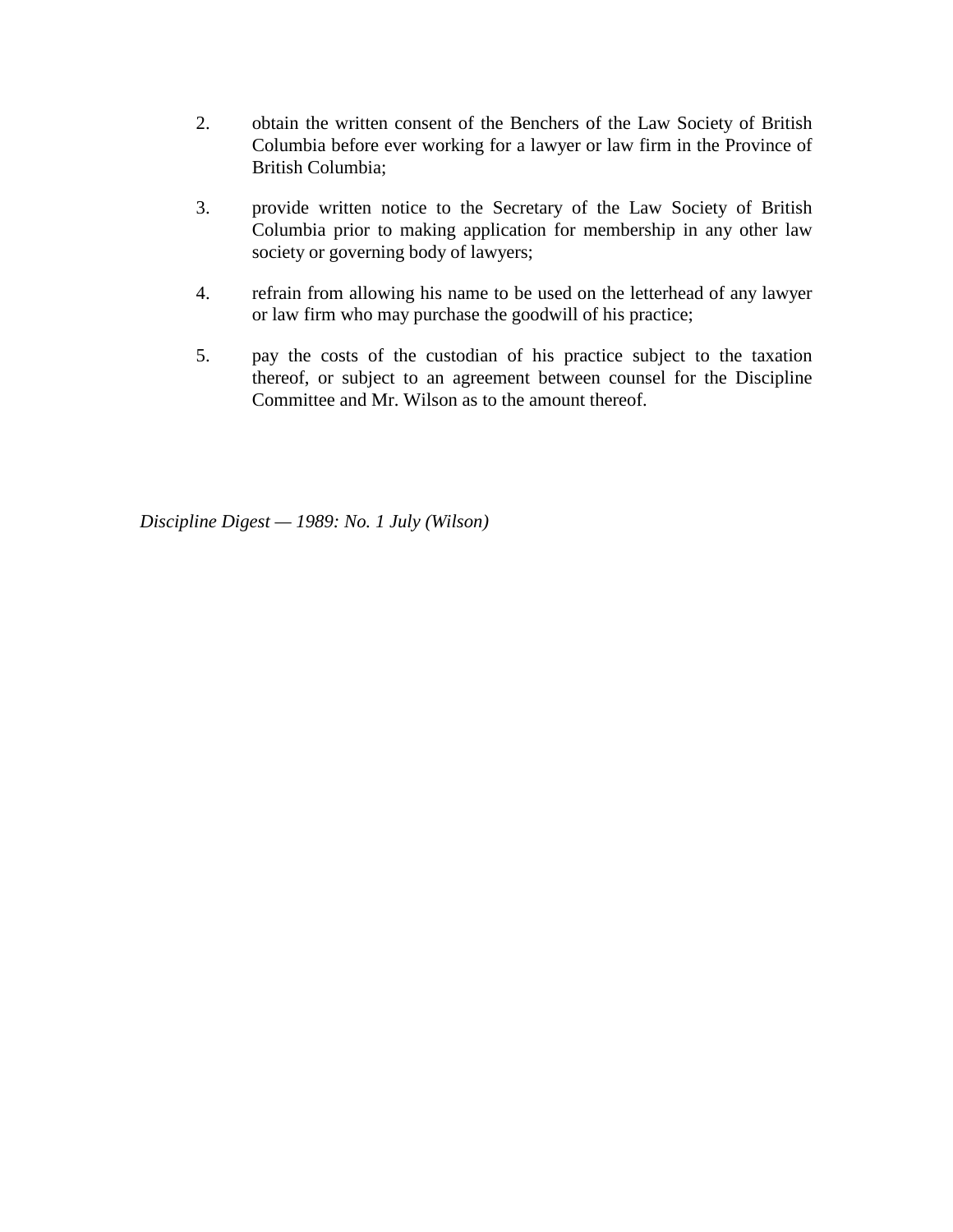2. obtain the written consent of the Benchers of the Law Society of British Columbia before ever working for a lawyer or law firm in the Province of British Columbia;

3. provide written notice to the Secretary of the Law Society of British Columbia prior to making application for membership in any other law society or governing body of lawyers;

4. refrain from allowing his name to be used on the letterhead of any lawyer or law firm who may purchase the goodwill of his practice;

5. pay the costs of the custodian of his practice subject to the taxation thereof, or subject to an agreement between counsel for the Discipline Committee and Mr. Wilson as to the amount thereof.

*Discipline Digest — 1989: No. 1 July (Wilson)*